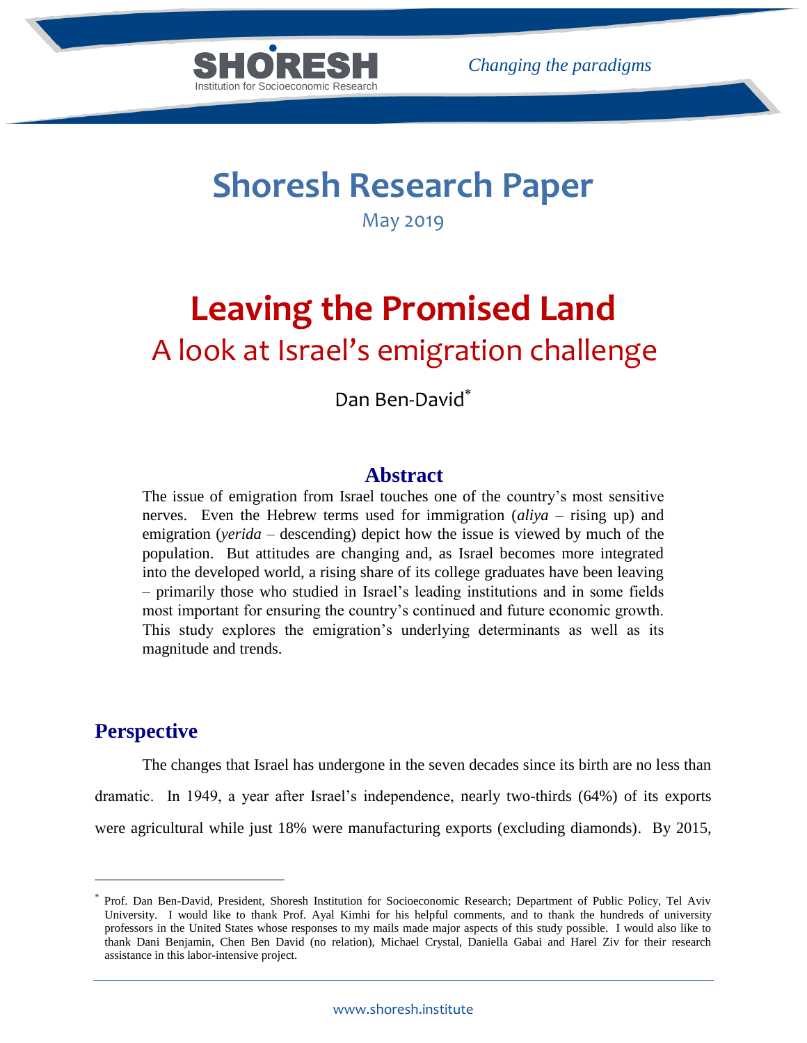SHORESH

Institution for Socioeconomic Research

*Changing the paradigms*

# Shoresh Research Paper

May 2019

# Leaving the Promised Land

## A look at Israel's emigration challenge

Dan Ben-David*

### Abstract

The issue of emigration from Israel touches one of the country's most sensitive nerves. Even the Hebrew terms used for immigration (*aliya* – rising up) and emigration (*yerida* – descending) depict how the issue is viewed by much of the population. But attitudes are changing and, as Israel becomes more integrated into the developed world, a rising share of its college graduates have been leaving – primarily those who studied in Israel's leading institutions and in some fields most important for ensuring the country's continued and future economic growth. This study explores the emigration's underlying determinants as well as its magnitude and trends.

## Perspective

The changes that Israel has undergone in the seven decades since its birth are no less than dramatic. In 1949, a year after Israel's independence, nearly two-thirds (64%) of its exports were agricultural while just 18% were manufacturing exports (excluding diamonds). By 2015,

---

* Prof. Dan Ben-David, President, Shoresh Institution for Socioeconomic Research; Department of Public Policy, Tel Aviv University. I would like to thank Prof. Ayal Kimhi for his helpful comments, and to thank the hundreds of university professors in the United States whose responses to my mails made major aspects of this study possible. I would also like to thank Dani Benjamin, Chen Ben David (no relation), Michael Crystal, Daniella Gabai and Harel Ziv for their research assistance in this labor-intensive project.

www.shoresh.institute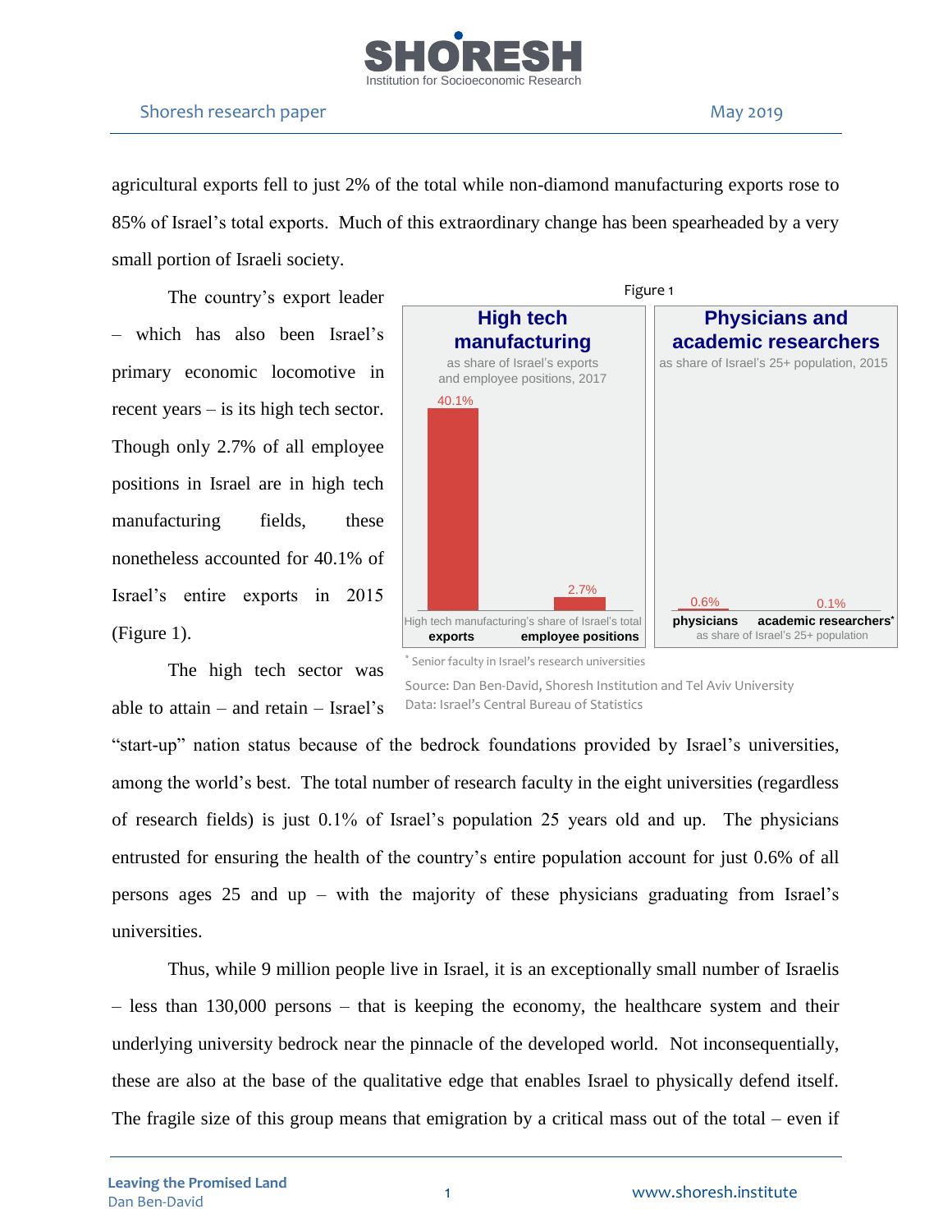agricultural exports fell to just 2% of the total while non-diamond manufacturing exports rose to 85% of Israel's total exports. Much of this extraordinary change has been spearheaded by a very small portion of Israeli society.

The country's export leader – which has also been Israel's primary economic locomotive in recent years – is its high tech sector. Though only 2.7% of all employee positions in Israel are in high tech manufacturing fields, these nonetheless accounted for 40.1% of Israel's entire exports in 2015 (Figure 1).

Figure 1

**High tech manufacturing** as share of Israel's exports and employee positions, 2017

| High tech manufacturing's share of Israel's total | |
|---|---|
| exports | employee positions |
| 40.1% | 2.7% |

**Physicians and academic researchers** as share of Israel's 25+ population, 2015

| physicians | academic researchers* |
|---|---|
| 0.6% | 0.1% |

\* Senior faculty in Israel's research universities

Source: Dan Ben-David, Shoresh Institution and Tel Aviv University
Data: Israel's Central Bureau of Statistics

The high tech sector was able to attain – and retain – Israel's "start-up" nation status because of the bedrock foundations provided by Israel's universities, among the world's best. The total number of research faculty in the eight universities (regardless of research fields) is just 0.1% of Israel's population 25 years old and up. The physicians entrusted for ensuring the health of the country's entire population account for just 0.6% of all persons ages 25 and up – with the majority of these physicians graduating from Israel's universities.

Thus, while 9 million people live in Israel, it is an exceptionally small number of Israelis – less than 130,000 persons – that is keeping the economy, the healthcare system and their underlying university bedrock near the pinnacle of the developed world. Not inconsequentially, these are also at the base of the qualitative edge that enables Israel to physically defend itself. The fragile size of this group means that emigration by a critical mass out of the total – even if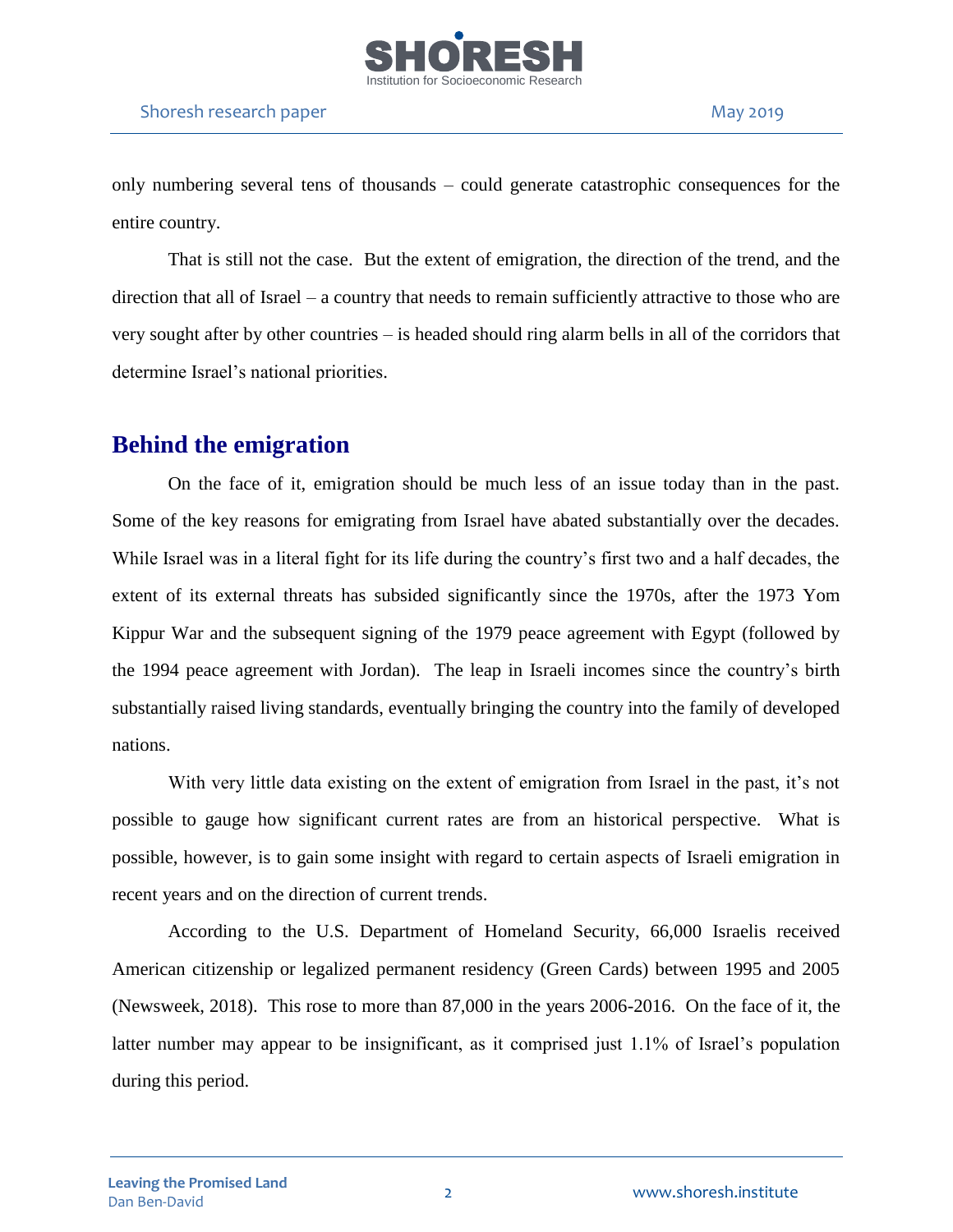only numbering several tens of thousands – could generate catastrophic consequences for the entire country.

That is still not the case. But the extent of emigration, the direction of the trend, and the direction that all of Israel – a country that needs to remain sufficiently attractive to those who are very sought after by other countries – is headed should ring alarm bells in all of the corridors that determine Israel's national priorities.

## Behind the emigration

On the face of it, emigration should be much less of an issue today than in the past. Some of the key reasons for emigrating from Israel have abated substantially over the decades. While Israel was in a literal fight for its life during the country's first two and a half decades, the extent of its external threats has subsided significantly since the 1970s, after the 1973 Yom Kippur War and the subsequent signing of the 1979 peace agreement with Egypt (followed by the 1994 peace agreement with Jordan). The leap in Israeli incomes since the country's birth substantially raised living standards, eventually bringing the country into the family of developed nations.

With very little data existing on the extent of emigration from Israel in the past, it's not possible to gauge how significant current rates are from an historical perspective. What is possible, however, is to gain some insight with regard to certain aspects of Israeli emigration in recent years and on the direction of current trends.

According to the U.S. Department of Homeland Security, 66,000 Israelis received American citizenship or legalized permanent residency (Green Cards) between 1995 and 2005 (Newsweek, 2018). This rose to more than 87,000 in the years 2006-2016. On the face of it, the latter number may appear to be insignificant, as it comprised just 1.1% of Israel's population during this period.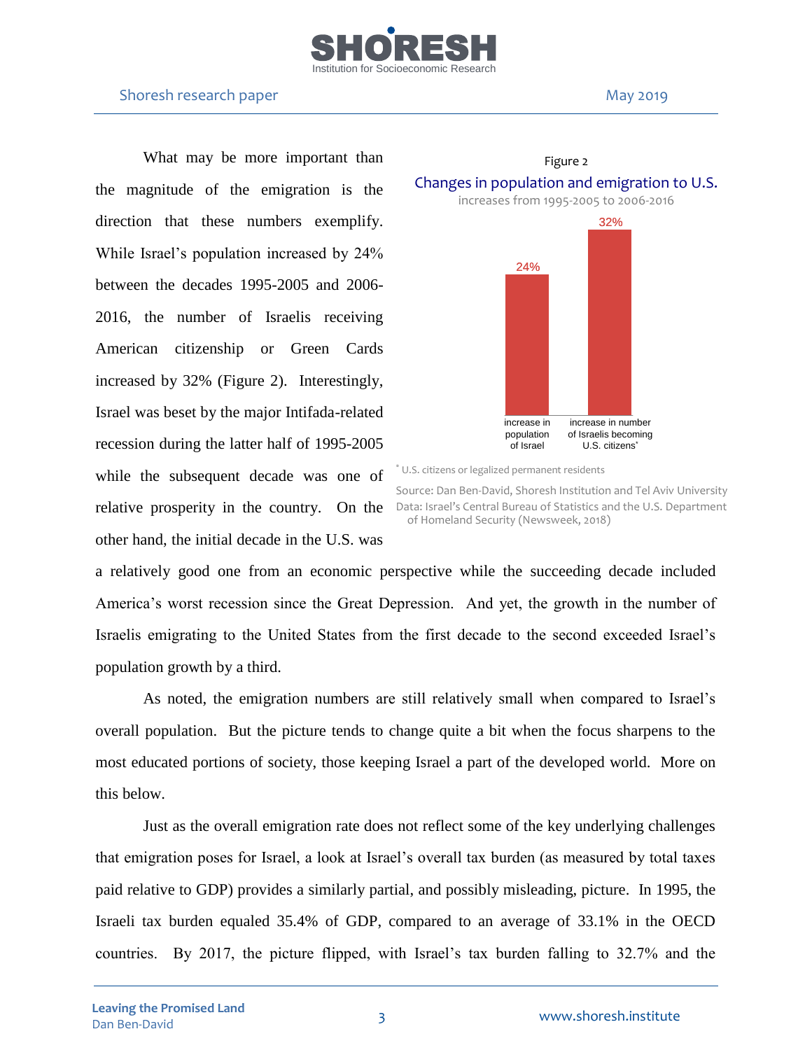What may be more important than the magnitude of the emigration is the direction that these numbers exemplify. While Israel's population increased by 24% between the decades 1995-2005 and 2006-2016, the number of Israelis receiving American citizenship or Green Cards increased by 32% (Figure 2). Interestingly, Israel was beset by the major Intifada-related recession during the latter half of 1995-2005 while the subsequent decade was one of relative prosperity in the country. On the other hand, the initial decade in the U.S. was a relatively good one from an economic perspective while the succeeding decade included America's worst recession since the Great Depression. And yet, the growth in the number of Israelis emigrating to the United States from the first decade to the second exceeded Israel's population growth by a third.

Figure 2

**Changes in population and emigration to U.S.**

increases from 1995-2005 to 2006-2016

| | increase in population of Israel | increase in number of Israelis becoming U.S. citizens* |
|---|---|---|
| Increase | 24% | 32% |

\* U.S. citizens or legalized permanent residents

Source: Dan Ben-David, Shoresh Institution and Tel Aviv University
Data: Israel's Central Bureau of Statistics and the U.S. Department of Homeland Security (Newsweek, 2018)

As noted, the emigration numbers are still relatively small when compared to Israel's overall population. But the picture tends to change quite a bit when the focus sharpens to the most educated portions of society, those keeping Israel a part of the developed world. More on this below.

Just as the overall emigration rate does not reflect some of the key underlying challenges that emigration poses for Israel, a look at Israel's overall tax burden (as measured by total taxes paid relative to GDP) provides a similarly partial, and possibly misleading, picture. In 1995, the Israeli tax burden equaled 35.4% of GDP, compared to an average of 33.1% in the OECD countries. By 2017, the picture flipped, with Israel's tax burden falling to 32.7% and the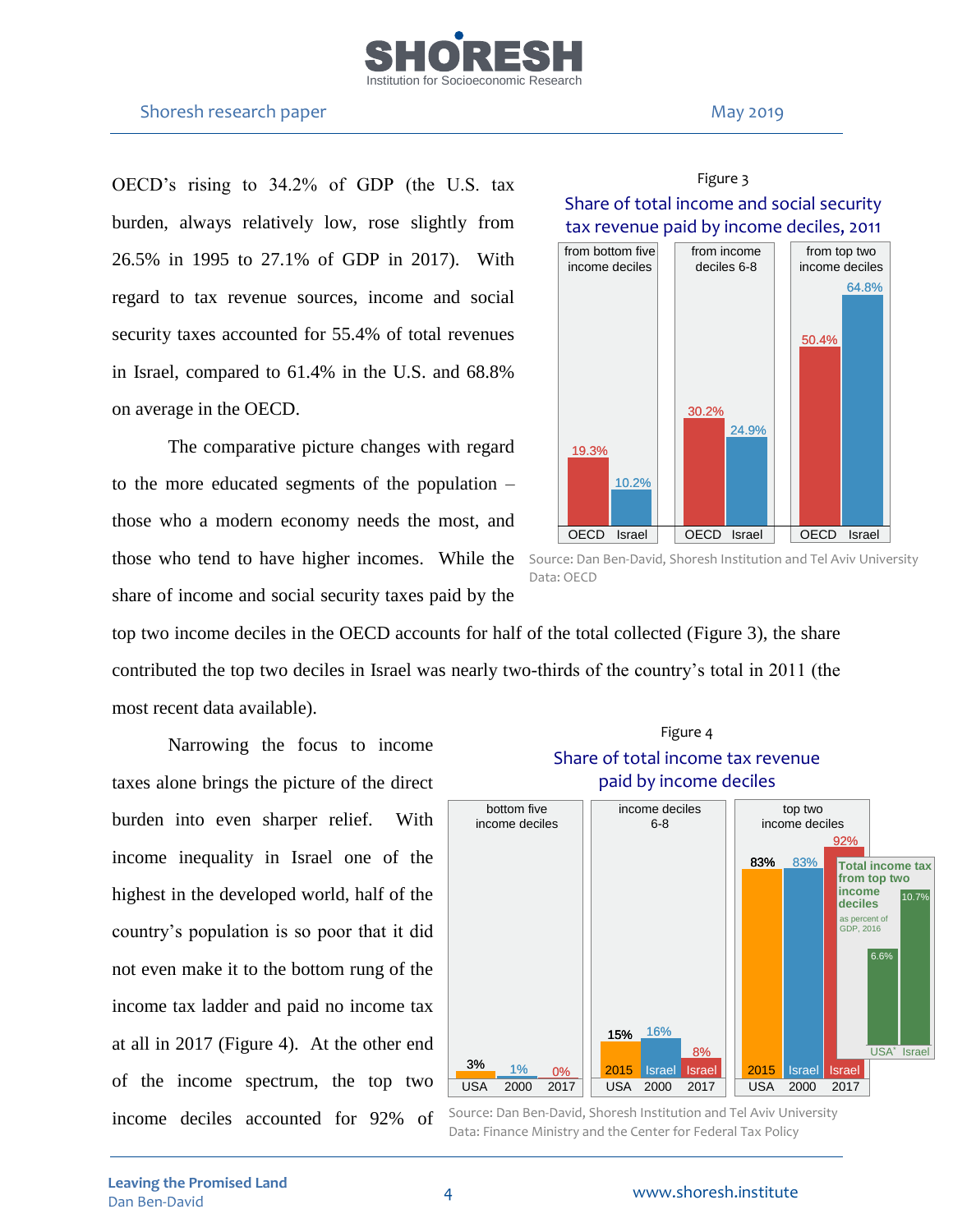OECD's rising to 34.2% of GDP (the U.S. tax burden, always relatively low, rose slightly from 26.5% in 1995 to 27.1% of GDP in 2017). With regard to tax revenue sources, income and social security taxes accounted for 55.4% of total revenues in Israel, compared to 61.4% in the U.S. and 68.8% on average in the OECD.

The comparative picture changes with regard to the more educated segments of the population – those who a modern economy needs the most, and those who tend to have higher incomes. While the share of income and social security taxes paid by the top two income deciles in the OECD accounts for half of the total collected (Figure 3), the share contributed the top two deciles in Israel was nearly two-thirds of the country's total in 2011 (the most recent data available).

Figure 3

Share of total income and social security tax revenue paid by income deciles, 2011

| | OECD | Israel |
|---|---|---|
| from bottom five income deciles | 19.3% | 10.2% |
| from income deciles 6-8 | 30.2% | 24.9% |
| from top two income deciles | 50.4% | 64.8% |

Source: Dan Ben-David, Shoresh Institution and Tel Aviv University
Data: OECD

Narrowing the focus to income taxes alone brings the picture of the direct burden into even sharper relief. With income inequality in Israel one of the highest in the developed world, half of the country's population is so poor that it did not even make it to the bottom rung of the income tax ladder and paid no income tax at all in 2017 (Figure 4). At the other end of the income spectrum, the top two income deciles accounted for 92% of

Figure 4

Share of total income tax revenue paid by income deciles

| | USA 2015 | Israel 2000 | Israel 2017 |
|---|---|---|---|
| bottom five income deciles | 3% | 1% | 0% |
| income deciles 6-8 | 15% | 16% | 8% |
| top two income deciles | 83% | 83% | 92% |

Total income tax from top two income deciles as percent of GDP, 2016

| USA* | Israel |
|---|---|
| 6.6% | 10.7% |

Source: Dan Ben-David, Shoresh Institution and Tel Aviv University
Data: Finance Ministry and the Center for Federal Tax Policy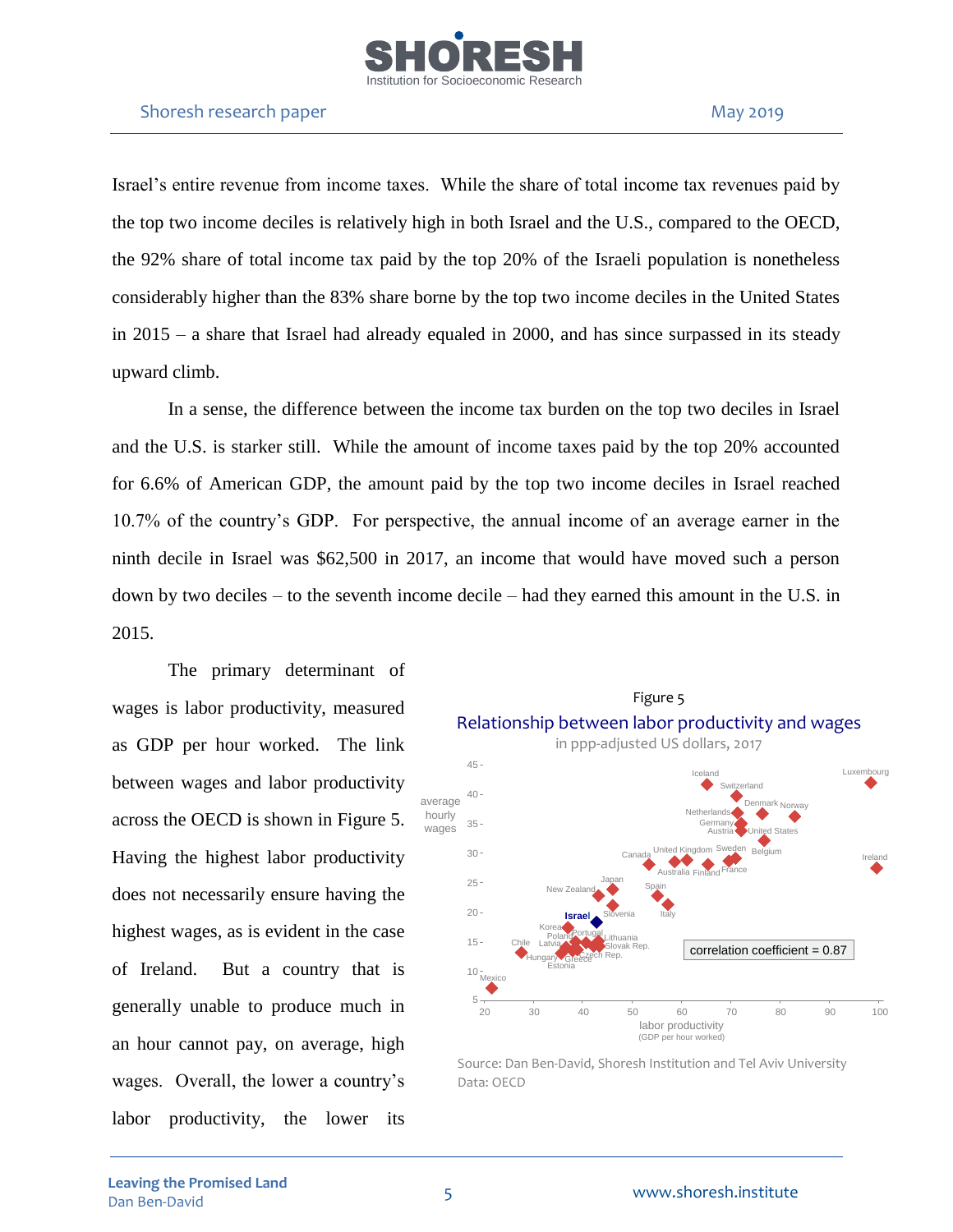Israel's entire revenue from income taxes. While the share of total income tax revenues paid by the top two income deciles is relatively high in both Israel and the U.S., compared to the OECD, the 92% share of total income tax paid by the top 20% of the Israeli population is nonetheless considerably higher than the 83% share borne by the top two income deciles in the United States in 2015 – a share that Israel had already equaled in 2000, and has since surpassed in its steady upward climb.

In a sense, the difference between the income tax burden on the top two deciles in Israel and the U.S. is starker still. While the amount of income taxes paid by the top 20% accounted for 6.6% of American GDP, the amount paid by the top two income deciles in Israel reached 10.7% of the country's GDP. For perspective, the annual income of an average earner in the ninth decile in Israel was $62,500 in 2017, an income that would have moved such a person down by two deciles – to the seventh income decile – had they earned this amount in the U.S. in 2015.

The primary determinant of wages is labor productivity, measured as GDP per hour worked. The link between wages and labor productivity across the OECD is shown in Figure 5. Having the highest labor productivity does not necessarily ensure having the highest wages, as is evident in the case of Ireland. But a country that is generally unable to produce much in an hour cannot pay, on average, high wages. Overall, the lower a country's labor productivity, the lower its

Figure 5

Relationship between labor productivity and wages

in ppp-adjusted US dollars, 2017

Source: Dan Ben-David, Shoresh Institution and Tel Aviv University
Data: OECD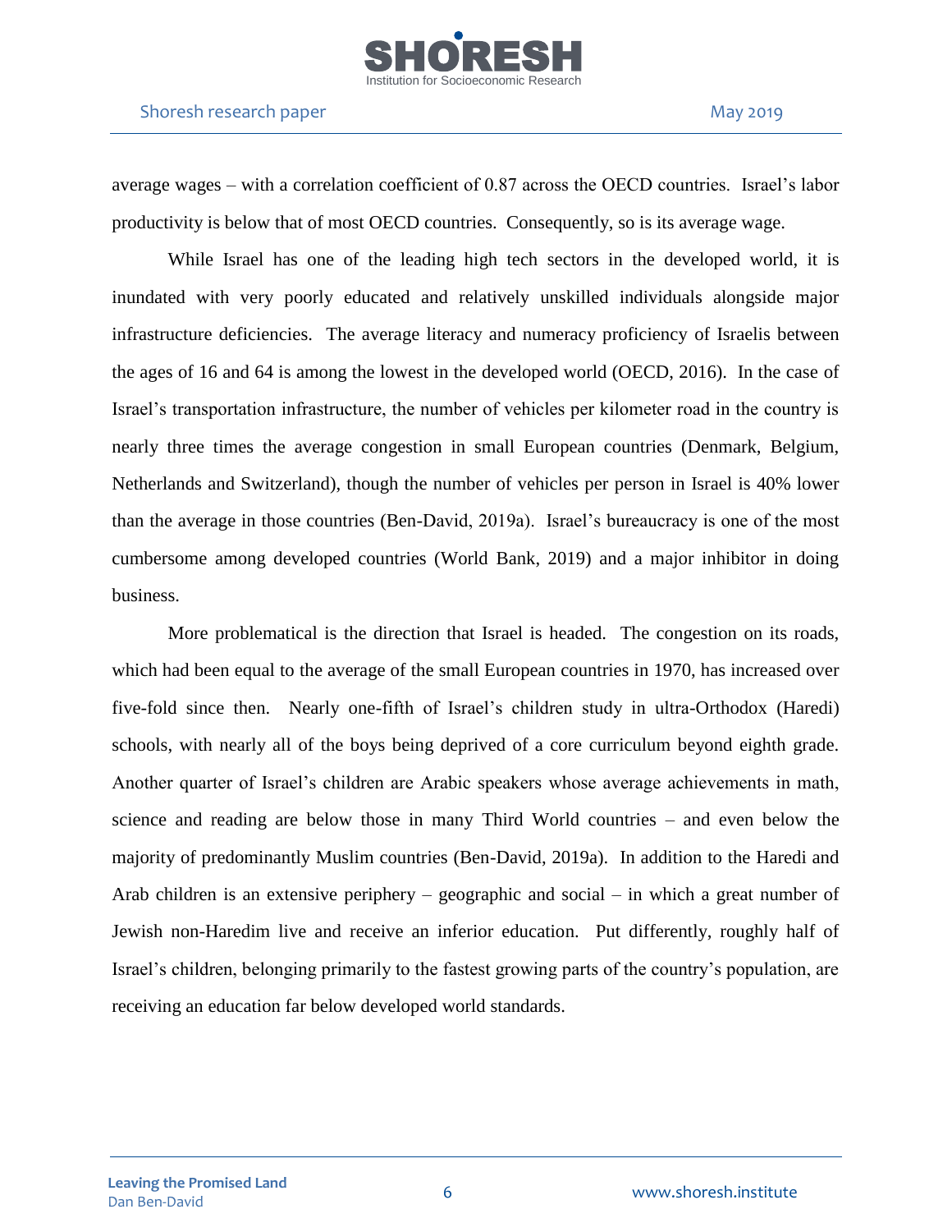average wages – with a correlation coefficient of 0.87 across the OECD countries. Israel's labor productivity is below that of most OECD countries. Consequently, so is its average wage.

While Israel has one of the leading high tech sectors in the developed world, it is inundated with very poorly educated and relatively unskilled individuals alongside major infrastructure deficiencies. The average literacy and numeracy proficiency of Israelis between the ages of 16 and 64 is among the lowest in the developed world (OECD, 2016). In the case of Israel's transportation infrastructure, the number of vehicles per kilometer road in the country is nearly three times the average congestion in small European countries (Denmark, Belgium, Netherlands and Switzerland), though the number of vehicles per person in Israel is 40% lower than the average in those countries (Ben-David, 2019a). Israel's bureaucracy is one of the most cumbersome among developed countries (World Bank, 2019) and a major inhibitor in doing business.

More problematical is the direction that Israel is headed. The congestion on its roads, which had been equal to the average of the small European countries in 1970, has increased over five-fold since then. Nearly one-fifth of Israel's children study in ultra-Orthodox (Haredi) schools, with nearly all of the boys being deprived of a core curriculum beyond eighth grade. Another quarter of Israel's children are Arabic speakers whose average achievements in math, science and reading are below those in many Third World countries – and even below the majority of predominantly Muslim countries (Ben-David, 2019a). In addition to the Haredi and Arab children is an extensive periphery – geographic and social – in which a great number of Jewish non-Haredim live and receive an inferior education. Put differently, roughly half of Israel's children, belonging primarily to the fastest growing parts of the country's population, are receiving an education far below developed world standards.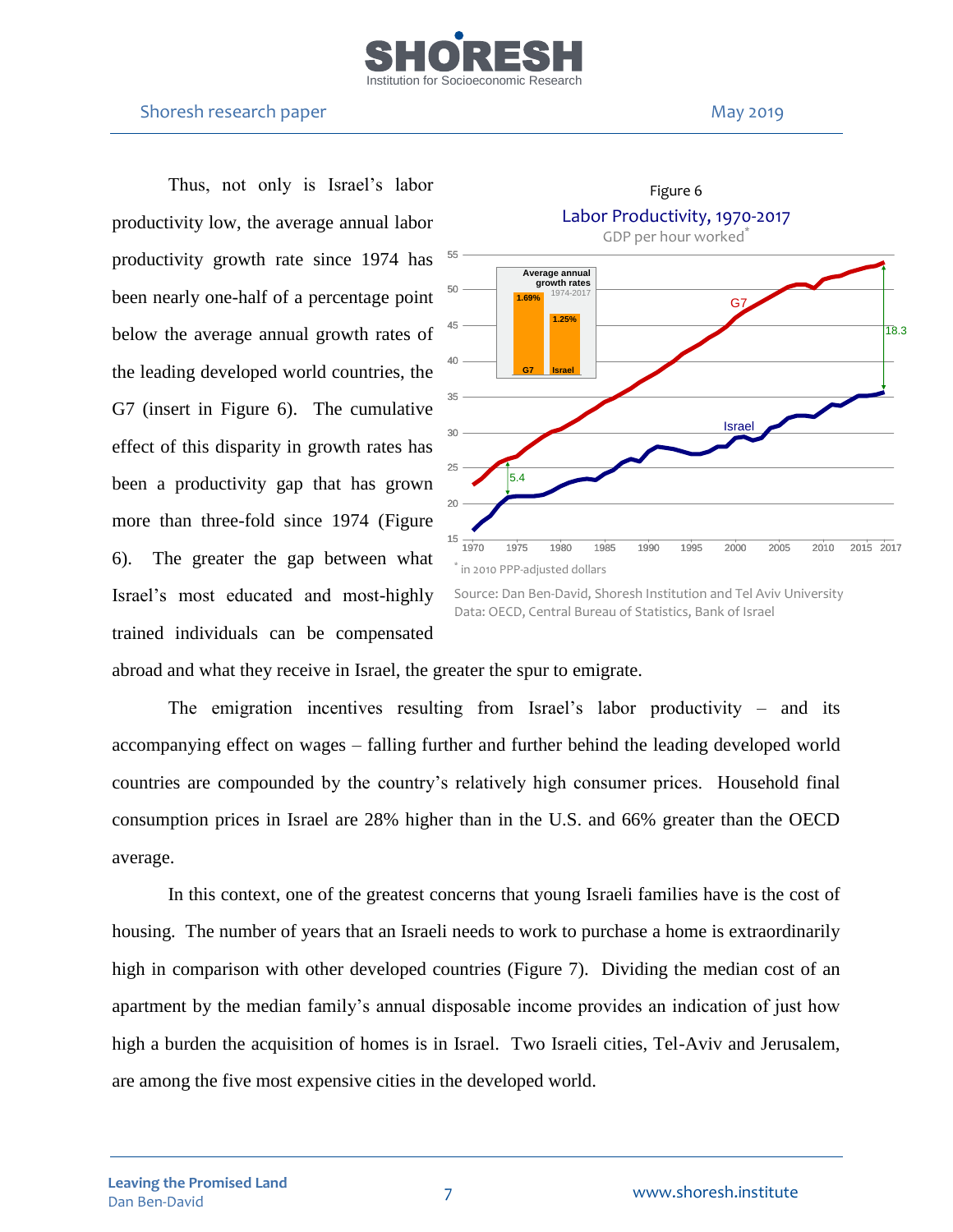Thus, not only is Israel's labor productivity low, the average annual labor productivity growth rate since 1974 has been nearly one-half of a percentage point below the average annual growth rates of the leading developed world countries, the G7 (insert in Figure 6). The cumulative effect of this disparity in growth rates has been a productivity gap that has grown more than three-fold since 1974 (Figure 6). The greater the gap between what Israel's most educated and most-highly trained individuals can be compensated abroad and what they receive in Israel, the greater the spur to emigrate.

Figure 6

Labor Productivity, 1970-2017

GDP per hour worked*

\* in 2010 PPP-adjusted dollars

Source: Dan Ben-David, Shoresh Institution and Tel Aviv University
Data: OECD, Central Bureau of Statistics, Bank of Israel

The emigration incentives resulting from Israel's labor productivity – and its accompanying effect on wages – falling further and further behind the leading developed world countries are compounded by the country's relatively high consumer prices. Household final consumption prices in Israel are 28% higher than in the U.S. and 66% greater than the OECD average.

In this context, one of the greatest concerns that young Israeli families have is the cost of housing. The number of years that an Israeli needs to work to purchase a home is extraordinarily high in comparison with other developed countries (Figure 7). Dividing the median cost of an apartment by the median family's annual disposable income provides an indication of just how high a burden the acquisition of homes is in Israel. Two Israeli cities, Tel-Aviv and Jerusalem, are among the five most expensive cities in the developed world.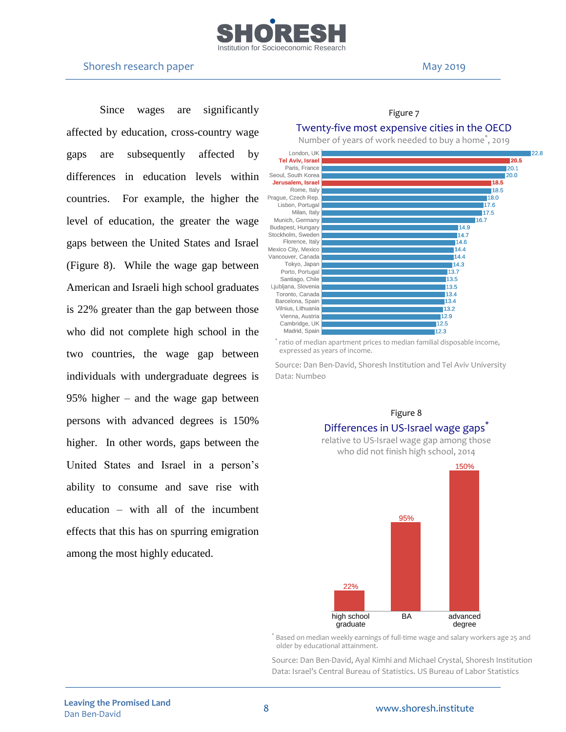Since wages are significantly affected by education, cross-country wage gaps are subsequently affected by differences in education levels within countries. For example, the higher the level of education, the greater the wage gaps between the United States and Israel (Figure 8). While the wage gap between American and Israeli high school graduates is 22% greater than the gap between those who did not complete high school in the two countries, the wage gap between individuals with undergraduate degrees is 95% higher – and the wage gap between persons with advanced degrees is 150% higher. In other words, gaps between the United States and Israel in a person's ability to consume and save rise with education – with all of the incumbent effects that this has on spurring emigration among the most highly educated.

Figure 7

## Twenty-five most expensive cities in the OECD

Number of years of work needed to buy a home*, 2019

| City | Years |
|---|---|
| London, UK | 22.8 |
| **Tel Aviv, Israel** | **20.5** |
| Paris, France | 20.1 |
| Seoul, South Korea | 20.0 |
| **Jerusalem, Israel** | **18.5** |
| Rome, Italy | 18.5 |
| Prague, Czech Rep. | 18.0 |
| Lisbon, Portugal | 17.6 |
| Milan, Italy | 17.5 |
| Munich, Germany | 16.7 |
| Budapest, Hungary | 14.9 |
| Stockholm, Sweden | 14.7 |
| Florence, Italy | 14.6 |
| Mexico City, Mexico | 14.4 |
| Vancouver, Canada | 14.4 |
| Tokyo, Japan | 14.3 |
| Porto, Portugal | 13.7 |
| Santiago, Chile | 13.5 |
| Ljubljana, Slovenia | 13.5 |
| Toronto, Canada | 13.4 |
| Barcelona, Spain | 13.4 |
| Vilnius, Lithuania | 13.2 |
| Vienna, Austria | 12.9 |
| Cambridge, UK | 12.5 |
| Madrid, Spain | 12.3 |

* ratio of median apartment prices to median familial disposable income, expressed as years of income.

Source: Dan Ben-David, Shoresh Institution and Tel Aviv University
Data: Numbeo

Figure 8

## Differences in US-Israel wage gaps*

relative to US-Israel wage gap among those who did not finish high school, 2014

| Education | Difference |
|---|---|
| high school graduate | 22% |
| BA | 95% |
| advanced degree | 150% |

* Based on median weekly earnings of full-time wage and salary workers age 25 and older by educational attainment.

Source: Dan Ben-David, Ayal Kimhi and Michael Crystal, Shoresh Institution
Data: Israel's Central Bureau of Statistics. US Bureau of Labor Statistics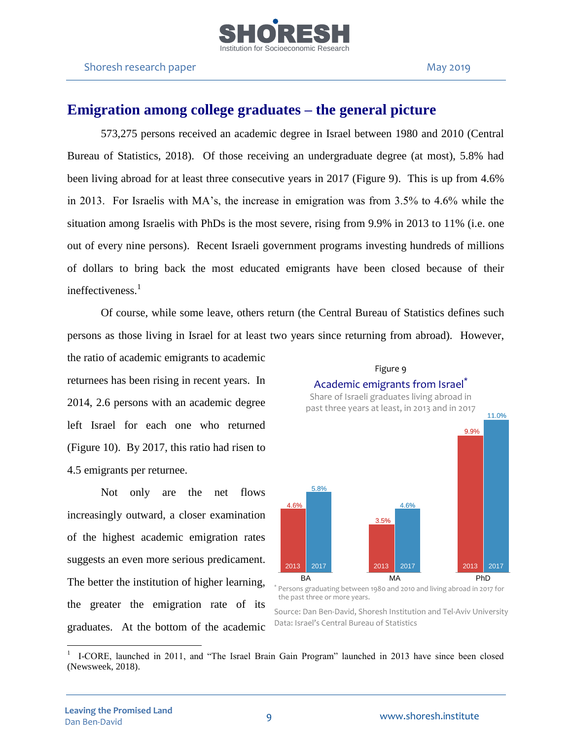## Emigration among college graduates – the general picture

573,275 persons received an academic degree in Israel between 1980 and 2010 (Central Bureau of Statistics, 2018). Of those receiving an undergraduate degree (at most), 5.8% had been living abroad for at least three consecutive years in 2017 (Figure 9). This is up from 4.6% in 2013. For Israelis with MA's, the increase in emigration was from 3.5% to 4.6% while the situation among Israelis with PhDs is the most severe, rising from 9.9% in 2013 to 11% (i.e. one out of every nine persons). Recent Israeli government programs investing hundreds of millions of dollars to bring back the most educated emigrants have been closed because of their ineffectiveness.[1]

Of course, while some leave, others return (the Central Bureau of Statistics defines such persons as those living in Israel for at least two years since returning from abroad). However, the ratio of academic emigrants to academic returnees has been rising in recent years. In 2014, 2.6 persons with an academic degree left Israel for each one who returned (Figure 10). By 2017, this ratio had risen to 4.5 emigrants per returnee.

Not only are the net flows increasingly outward, a closer examination of the highest academic emigration rates suggests an even more serious predicament. The better the institution of higher learning, the greater the emigration rate of its graduates. At the bottom of the academic

Figure 9

Academic emigrants from Israel*

Share of Israeli graduates living abroad in past three years at least, in 2013 and in 2017

| | 2013 | 2017 |
|---|---|---|
| BA | 4.6% | 5.8% |
| MA | 3.5% | 4.6% |
| PhD | 9.9% | 11.0% |

* Persons graduating between 1980 and 2010 and living abroad in 2017 for the past three or more years.

Source: Dan Ben-David, Shoresh Institution and Tel-Aviv University
Data: Israel's Central Bureau of Statistics

[1] I-CORE, launched in 2011, and "The Israel Brain Gain Program" launched in 2013 have since been closed (Newsweek, 2018).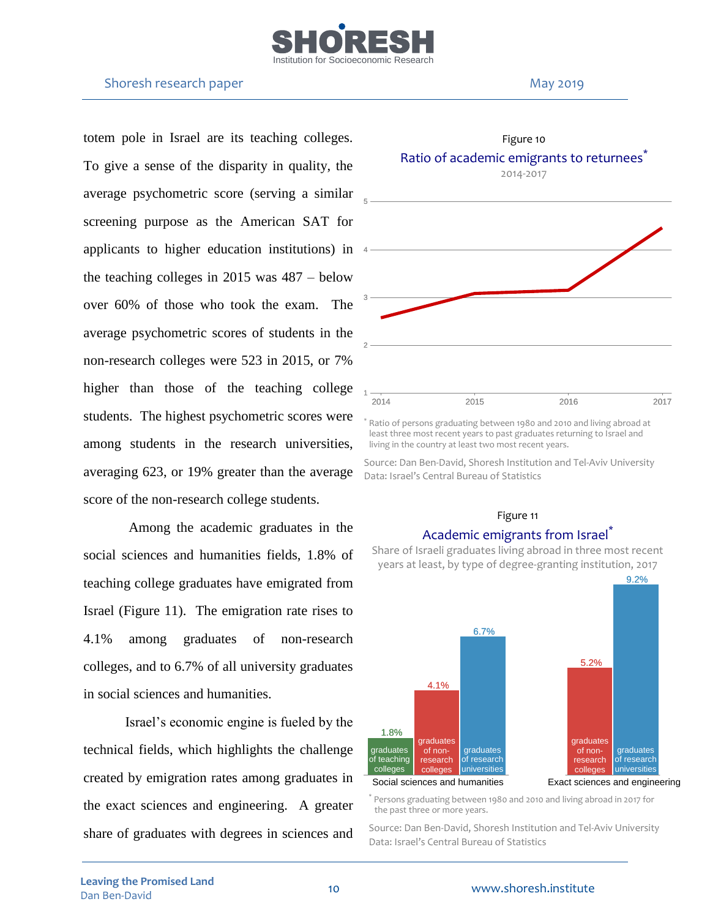totem pole in Israel are its teaching colleges. To give a sense of the disparity in quality, the average psychometric score (serving a similar screening purpose as the American SAT for applicants to higher education institutions) in the teaching colleges in 2015 was 487 – below over 60% of those who took the exam. The average psychometric scores of students in the non-research colleges were 523 in 2015, or 7% higher than those of the teaching college students. The highest psychometric scores were among students in the research universities, averaging 623, or 19% greater than the average score of the non-research college students.

Among the academic graduates in the social sciences and humanities fields, 1.8% of teaching college graduates have emigrated from Israel (Figure 11). The emigration rate rises to 4.1% among graduates of non-research colleges, and to 6.7% of all university graduates in social sciences and humanities.

Israel's economic engine is fueled by the technical fields, which highlights the challenge created by emigration rates among graduates in the exact sciences and engineering. A greater share of graduates with degrees in sciences and

Figure 10

Ratio of academic emigrants to returnees*

2014-2017

* Ratio of persons graduating between 1980 and 2010 and living abroad at least three most recent years to past graduates returning to Israel and living in the country at least two most recent years.

Source: Dan Ben-David, Shoresh Institution and Tel-Aviv University
Data: Israel's Central Bureau of Statistics

Figure 11

Academic emigrants from Israel*

Share of Israeli graduates living abroad in three most recent years at least, by type of degree-granting institution, 2017

| | graduates of teaching colleges | graduates of non-research colleges | graduates of research universities |
|---|---|---|---|
| Social sciences and humanities | 1.8% | 4.1% | 6.7% |
| Exact sciences and engineering | | 5.2% | 9.2% |

* Persons graduating between 1980 and 2010 and living abroad in 2017 for the past three or more years.

Source: Dan Ben-David, Shoresh Institution and Tel-Aviv University
Data: Israel's Central Bureau of Statistics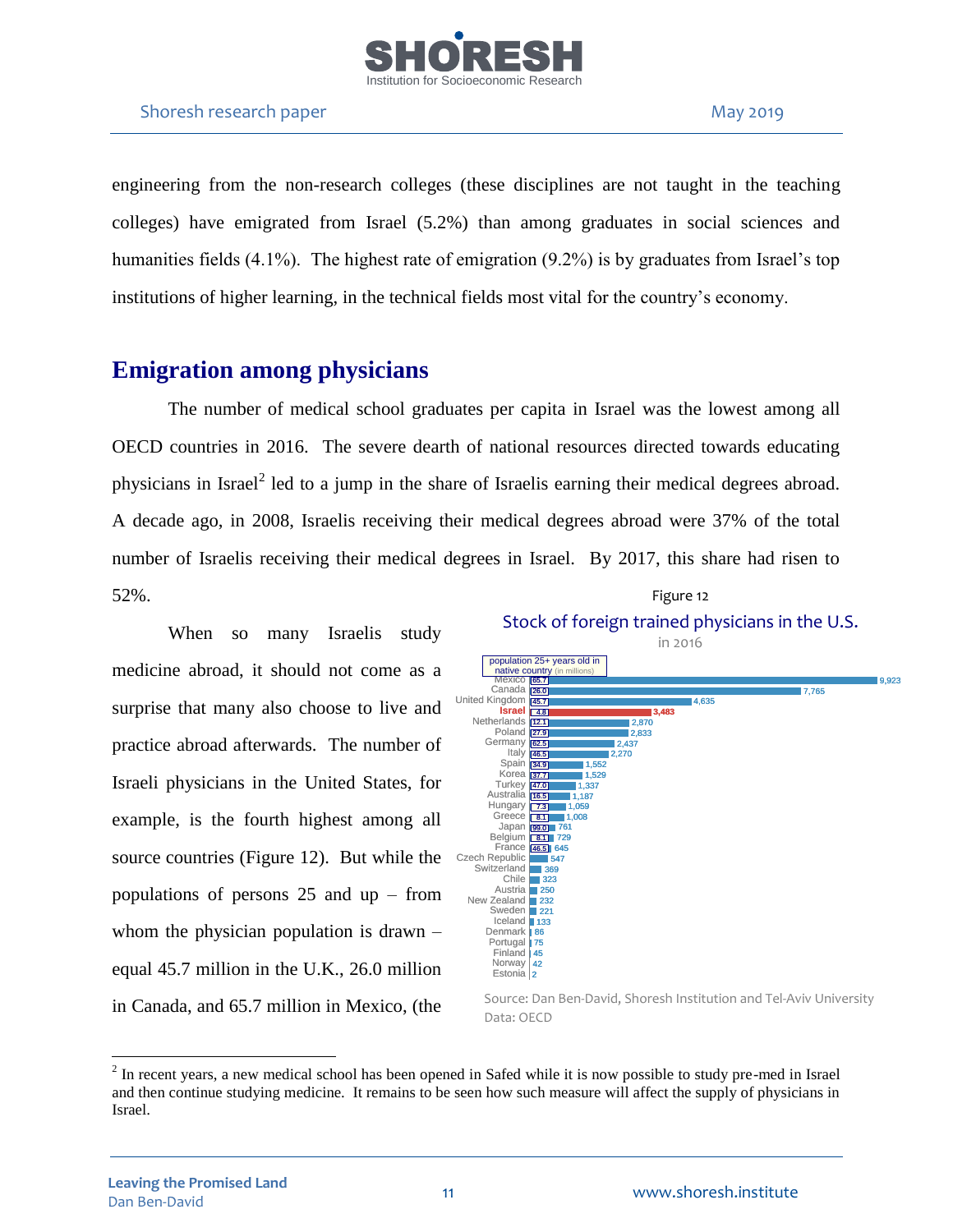engineering from the non-research colleges (these disciplines are not taught in the teaching colleges) have emigrated from Israel (5.2%) than among graduates in social sciences and humanities fields (4.1%). The highest rate of emigration (9.2%) is by graduates from Israel's top institutions of higher learning, in the technical fields most vital for the country's economy.

## Emigration among physicians

The number of medical school graduates per capita in Israel was the lowest among all OECD countries in 2016. The severe dearth of national resources directed towards educating physicians in Israel[2] led to a jump in the share of Israelis earning their medical degrees abroad. A decade ago, in 2008, Israelis receiving their medical degrees abroad were 37% of the total number of Israelis receiving their medical degrees in Israel. By 2017, this share had risen to 52%.

When so many Israelis study medicine abroad, it should not come as a surprise that many also choose to live and practice abroad afterwards. The number of Israeli physicians in the United States, for example, is the fourth highest among all source countries (Figure 12). But while the populations of persons 25 and up – from whom the physician population is drawn – equal 45.7 million in the U.K., 26.0 million in Canada, and 65.7 million in Mexico, (the

Figure 12

**Stock of foreign trained physicians in the U.S.**

in 2016

| Country | Population 25+ years old in native country (in millions) | Physicians |
|---|---|---|
| Mexico | 65.7 | 9,923 |
| Canada | 26.0 | 7,765 |
| United Kingdom | 45.7 | 4,635 |
| Israel | 4.8 | 3,483 |
| Netherlands | 12.1 | 2,870 |
| Poland | 27.9 | 2,833 |
| Germany | 62.5 | 2,437 |
| Italy | 46.5 | 2,270 |
| Spain | 34.9 | 1,552 |
| Korea | 37.7 | 1,529 |
| Turkey | 47.0 | 1,337 |
| Australia | 16.5 | 1,187 |
| Hungary | 7.3 | 1,059 |
| Greece | 8.1 | 1,008 |
| Japan | 99.0 | 761 |
| Belgium | 8.1 | 729 |
| France | 46.5 | 645 |
| Czech Republic | | 547 |
| Switzerland | | 369 |
| Chile | | 323 |
| Austria | | 250 |
| New Zealand | | 232 |
| Sweden | | 221 |
| Iceland | | 133 |
| Denmark | | 86 |
| Portugal | | 75 |
| Finland | | 45 |
| Norway | | 42 |
| Estonia | | 2 |

Source: Dan Ben-David, Shoresh Institution and Tel-Aviv University
Data: OECD

[2] In recent years, a new medical school has been opened in Safed while it is now possible to study pre-med in Israel and then continue studying medicine. It remains to be seen how such measure will affect the supply of physicians in Israel.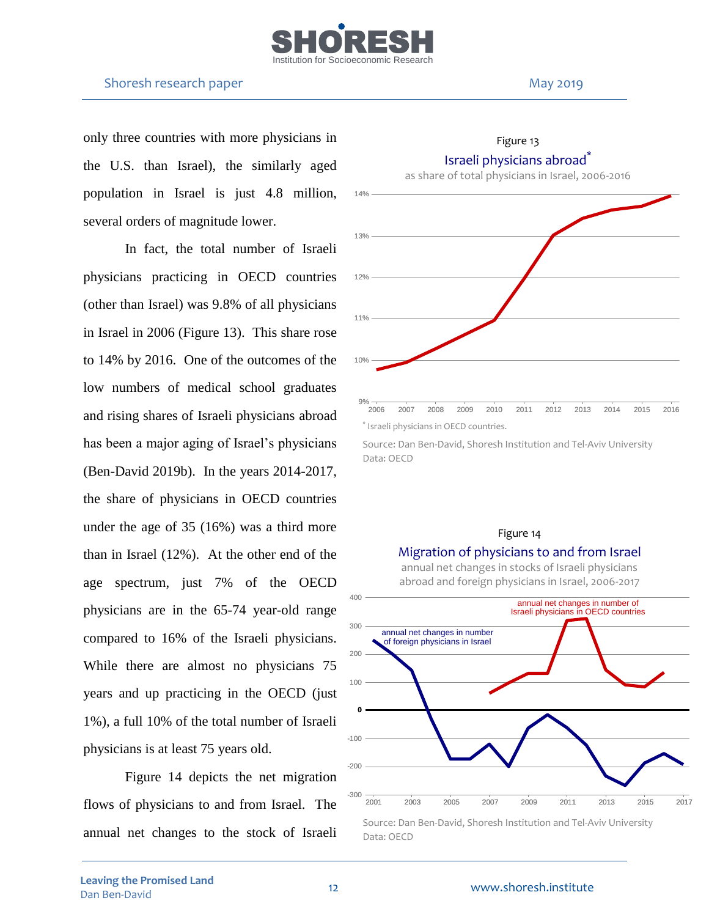only three countries with more physicians in the U.S. than Israel), the similarly aged population in Israel is just 4.8 million, several orders of magnitude lower.

In fact, the total number of Israeli physicians practicing in OECD countries (other than Israel) was 9.8% of all physicians in Israel in 2006 (Figure 13). This share rose to 14% by 2016. One of the outcomes of the low numbers of medical school graduates and rising shares of Israeli physicians abroad has been a major aging of Israel's physicians (Ben-David 2019b). In the years 2014-2017, the share of physicians in OECD countries under the age of 35 (16%) was a third more than in Israel (12%). At the other end of the age spectrum, just 7% of the OECD physicians are in the 65-74 year-old range compared to 16% of the Israeli physicians. While there are almost no physicians 75 years and up practicing in the OECD (just 1%), a full 10% of the total number of Israeli physicians is at least 75 years old.

Figure 14 depicts the net migration flows of physicians to and from Israel. The annual net changes to the stock of Israeli

Figure 13

Israeli physicians abroad*

as share of total physicians in Israel, 2006-2016

\* Israeli physicians in OECD countries.

Source: Dan Ben-David, Shoresh Institution and Tel-Aviv University
Data: OECD

Figure 14

Migration of physicians to and from Israel

annual net changes in stocks of Israeli physicians abroad and foreign physicians in Israel, 2006-2017

Source: Dan Ben-David, Shoresh Institution and Tel-Aviv University
Data: OECD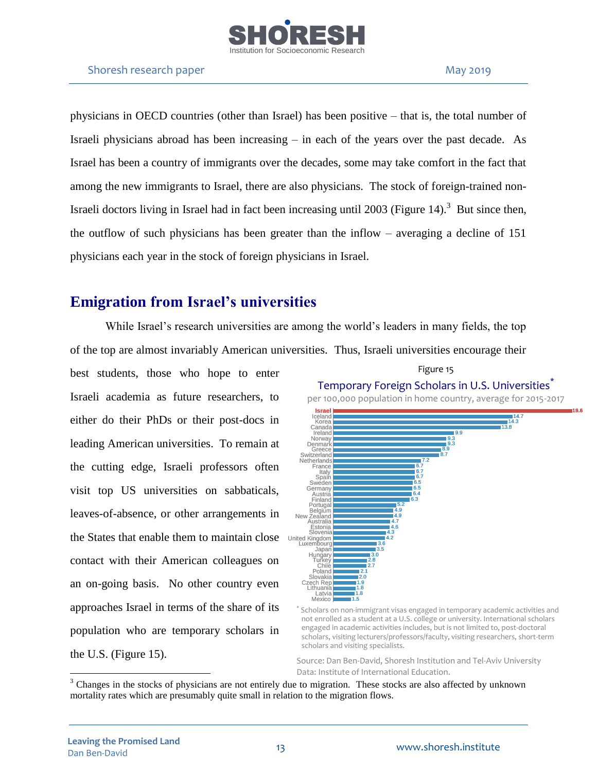physicians in OECD countries (other than Israel) has been positive – that is, the total number of Israeli physicians abroad has been increasing – in each of the years over the past decade. As Israel has been a country of immigrants over the decades, some may take comfort in the fact that among the new immigrants to Israel, there are also physicians. The stock of foreign-trained non-Israeli doctors living in Israel had in fact been increasing until 2003 (Figure 14).[3] But since then, the outflow of such physicians has been greater than the inflow – averaging a decline of 151 physicians each year in the stock of foreign physicians in Israel.

## Emigration from Israel's universities

While Israel's research universities are among the world's leaders in many fields, the top of the top are almost invariably American universities. Thus, Israeli universities encourage their best students, those who hope to enter Israeli academia as future researchers, to either do their PhDs or their post-docs in leading American universities. To remain at the cutting edge, Israeli professors often visit top US universities on sabbaticals, leaves-of-absence, or other arrangements in the States that enable them to maintain close contact with their American colleagues on an on-going basis. No other country even approaches Israel in terms of the share of its population who are temporary scholars in the U.S. (Figure 15).

Figure 15

**Temporary Foreign Scholars in U.S. Universities***

per 100,000 population in home country, average for 2015-2017

| Country | Value |
|---|---|
| Israel | 19.6 |
| Iceland | 14.7 |
| Korea | 14.3 |
| Canada | 13.8 |
| Ireland | 9.9 |
| Norway | 9.3 |
| Denmark | 9.3 |
| Greece | 8.9 |
| Switzerland | 8.7 |
| Netherlands | 7.2 |
| France | 6.7 |
| Italy | 6.7 |
| Spain | 6.7 |
| Sweden | 6.5 |
| Germany | 6.5 |
| Austria | 6.4 |
| Finland | 6.3 |
| Portugal | 5.2 |
| Belgium | 4.9 |
| New Zealand | 4.9 |
| Australia | 4.7 |
| Estonia | 4.6 |
| Slovenia | 4.3 |
| United Kingdom | 4.2 |
| Luxembourg | 3.6 |
| Japan | 3.5 |
| Hungary | 3.0 |
| Turkey | 2.8 |
| Chile | 2.7 |
| Poland | 2.1 |
| Slovakia | 2.0 |
| Czech Rep | 1.9 |
| Lithuania | 1.8 |
| Latvia | 1.8 |
| Mexico | 1.5 |

\* Scholars on non-immigrant visas engaged in temporary academic activities and not enrolled as a student at a U.S. college or university. International scholars engaged in academic activities includes, but is not limited to, post-doctoral scholars, visiting lecturers/professors/faculty, visiting researchers, short-term scholars and visiting specialists.

Source: Dan Ben-David, Shoresh Institution and Tel-Aviv University
Data: Institute of International Education.

---

[3] Changes in the stocks of physicians are not entirely due to migration. These stocks are also affected by unknown mortality rates which are presumably quite small in relation to the migration flows.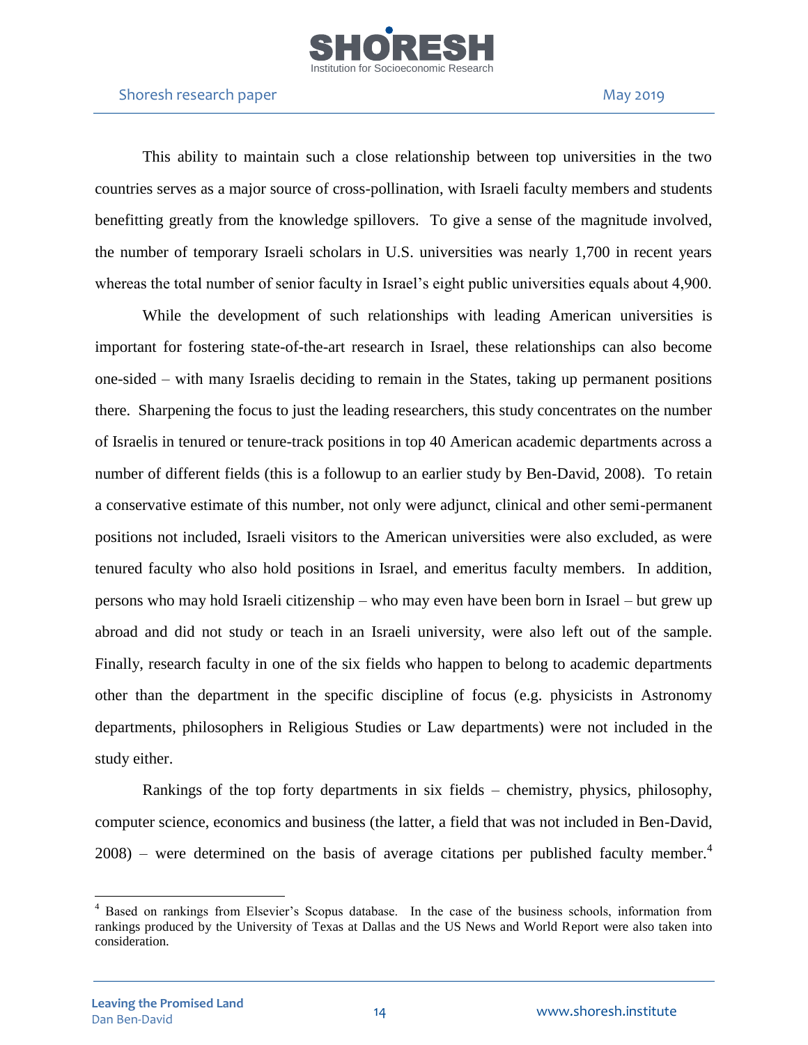This ability to maintain such a close relationship between top universities in the two countries serves as a major source of cross-pollination, with Israeli faculty members and students benefitting greatly from the knowledge spillovers. To give a sense of the magnitude involved, the number of temporary Israeli scholars in U.S. universities was nearly 1,700 in recent years whereas the total number of senior faculty in Israel's eight public universities equals about 4,900.

While the development of such relationships with leading American universities is important for fostering state-of-the-art research in Israel, these relationships can also become one-sided – with many Israelis deciding to remain in the States, taking up permanent positions there. Sharpening the focus to just the leading researchers, this study concentrates on the number of Israelis in tenured or tenure-track positions in top 40 American academic departments across a number of different fields (this is a followup to an earlier study by Ben-David, 2008). To retain a conservative estimate of this number, not only were adjunct, clinical and other semi-permanent positions not included, Israeli visitors to the American universities were also excluded, as were tenured faculty who also hold positions in Israel, and emeritus faculty members. In addition, persons who may hold Israeli citizenship – who may even have been born in Israel – but grew up abroad and did not study or teach in an Israeli university, were also left out of the sample. Finally, research faculty in one of the six fields who happen to belong to academic departments other than the department in the specific discipline of focus (e.g. physicists in Astronomy departments, philosophers in Religious Studies or Law departments) were not included in the study either.

Rankings of the top forty departments in six fields – chemistry, physics, philosophy, computer science, economics and business (the latter, a field that was not included in Ben-David, 2008) – were determined on the basis of average citations per published faculty member.[4]

[4] Based on rankings from Elsevier's Scopus database. In the case of the business schools, information from rankings produced by the University of Texas at Dallas and the US News and World Report were also taken into consideration.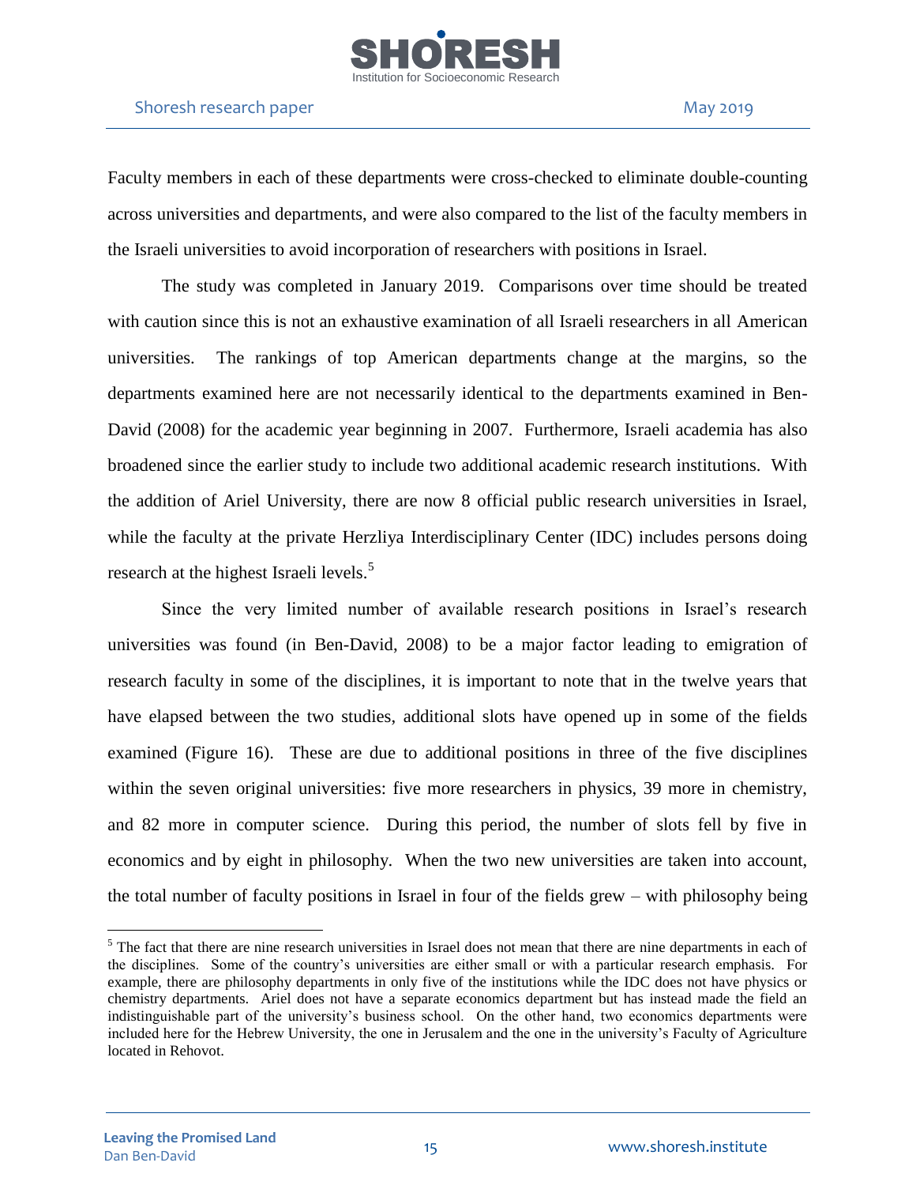Faculty members in each of these departments were cross-checked to eliminate double-counting across universities and departments, and were also compared to the list of the faculty members in the Israeli universities to avoid incorporation of researchers with positions in Israel.

The study was completed in January 2019. Comparisons over time should be treated with caution since this is not an exhaustive examination of all Israeli researchers in all American universities. The rankings of top American departments change at the margins, so the departments examined here are not necessarily identical to the departments examined in Ben-David (2008) for the academic year beginning in 2007. Furthermore, Israeli academia has also broadened since the earlier study to include two additional academic research institutions. With the addition of Ariel University, there are now 8 official public research universities in Israel, while the faculty at the private Herzliya Interdisciplinary Center (IDC) includes persons doing research at the highest Israeli levels.[5]

Since the very limited number of available research positions in Israel's research universities was found (in Ben-David, 2008) to be a major factor leading to emigration of research faculty in some of the disciplines, it is important to note that in the twelve years that have elapsed between the two studies, additional slots have opened up in some of the fields examined (Figure 16). These are due to additional positions in three of the five disciplines within the seven original universities: five more researchers in physics, 39 more in chemistry, and 82 more in computer science. During this period, the number of slots fell by five in economics and by eight in philosophy. When the two new universities are taken into account, the total number of faculty positions in Israel in four of the fields grew – with philosophy being

---

[5] The fact that there are nine research universities in Israel does not mean that there are nine departments in each of the disciplines. Some of the country's universities are either small or with a particular research emphasis. For example, there are philosophy departments in only five of the institutions while the IDC does not have physics or chemistry departments. Ariel does not have a separate economics department but has instead made the field an indistinguishable part of the university's business school. On the other hand, two economics departments were included here for the Hebrew University, the one in Jerusalem and the one in the university's Faculty of Agriculture located in Rehovot.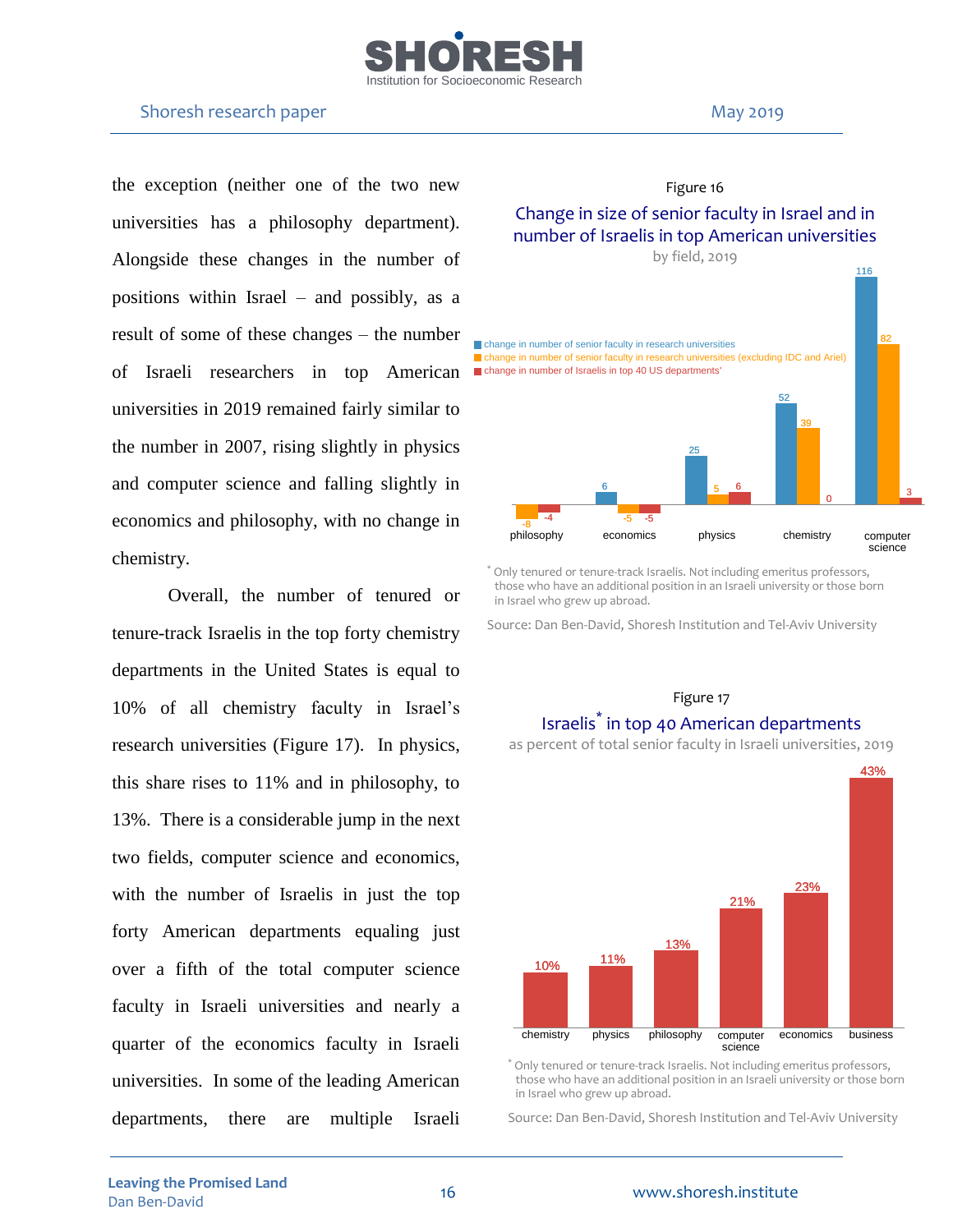the exception (neither one of the two new universities has a philosophy department). Alongside these changes in the number of positions within Israel – and possibly, as a result of some of these changes – the number of Israeli researchers in top American universities in 2019 remained fairly similar to the number in 2007, rising slightly in physics and computer science and falling slightly in economics and philosophy, with no change in chemistry.

Overall, the number of tenured or tenure-track Israelis in the top forty chemistry departments in the United States is equal to 10% of all chemistry faculty in Israel's research universities (Figure 17). In physics, this share rises to 11% and in philosophy, to 13%. There is a considerable jump in the next two fields, computer science and economics, with the number of Israelis in just the top forty American departments equaling just over a fifth of the total computer science faculty in Israeli universities and nearly a quarter of the economics faculty in Israeli universities. In some of the leading American departments, there are multiple Israeli

Figure 16

**Change in size of senior faculty in Israel and in number of Israelis in top American universities**

by field, 2019

| | philosophy | economics | physics | chemistry | computer science |
|---|---|---|---|---|---|
| change in number of senior faculty in research universities | | 6 | 25 | 52 | 116 |
| change in number of senior faculty in research universities (excluding IDC and Ariel) | -8 | -5 | 5 | 39 | 82 |
| change in number of Israelis in top 40 US departments* | -4 | -5 | 6 | 0 | 3 |

\* Only tenured or tenure-track Israelis. Not including emeritus professors, those who have an additional position in an Israeli university or those born in Israel who grew up abroad.

Source: Dan Ben-David, Shoresh Institution and Tel-Aviv University

Figure 17

**Israelis* in top 40 American departments**

as percent of total senior faculty in Israeli universities, 2019

| chemistry | physics | philosophy | computer science | economics | business |
|---|---|---|---|---|---|
| 10% | 11% | 13% | 21% | 23% | 43% |

\* Only tenured or tenure-track Israelis. Not including emeritus professors, those who have an additional position in an Israeli university or those born in Israel who grew up abroad.

Source: Dan Ben-David, Shoresh Institution and Tel-Aviv University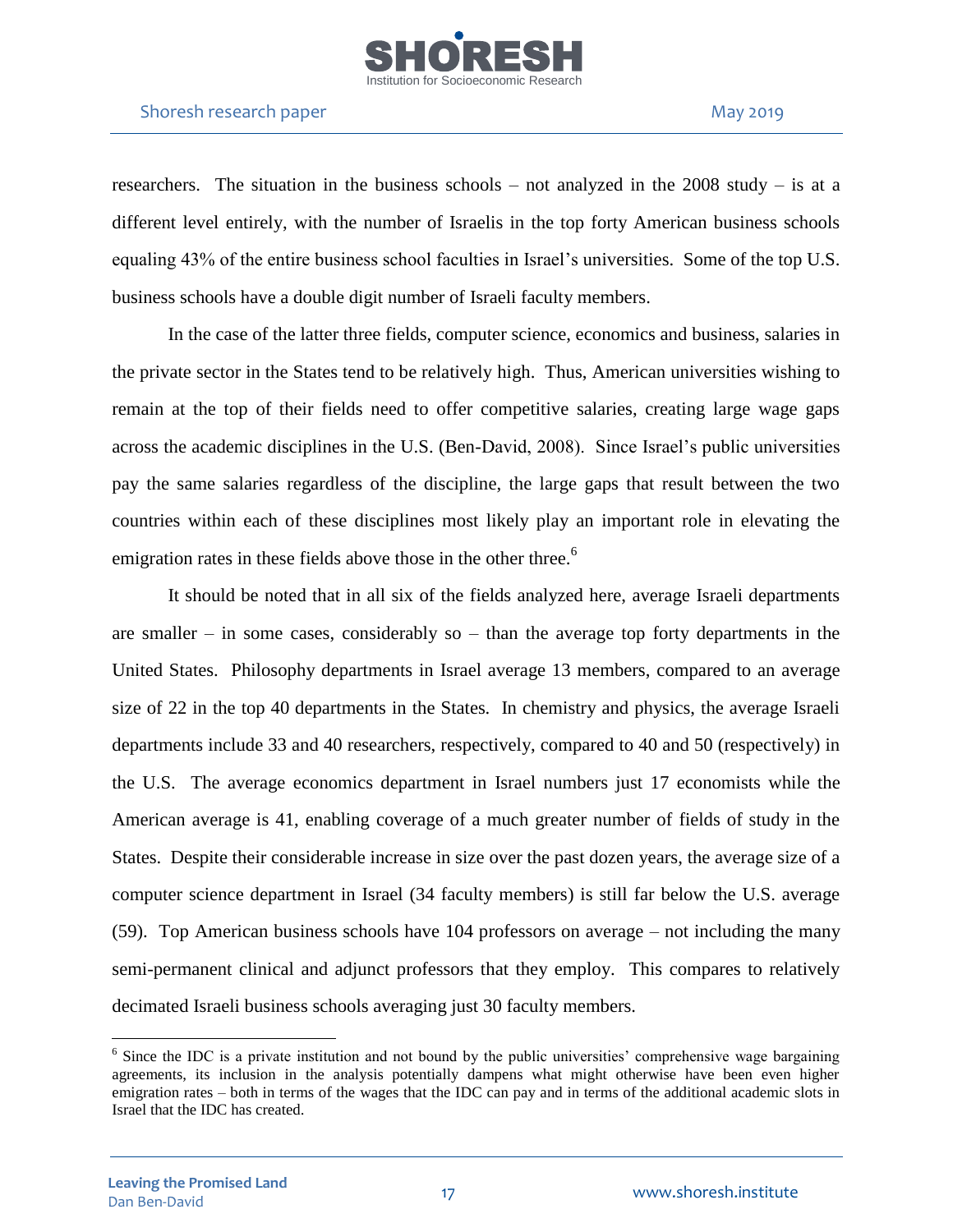researchers. The situation in the business schools – not analyzed in the 2008 study – is at a different level entirely, with the number of Israelis in the top forty American business schools equaling 43% of the entire business school faculties in Israel's universities. Some of the top U.S. business schools have a double digit number of Israeli faculty members.

In the case of the latter three fields, computer science, economics and business, salaries in the private sector in the States tend to be relatively high. Thus, American universities wishing to remain at the top of their fields need to offer competitive salaries, creating large wage gaps across the academic disciplines in the U.S. (Ben-David, 2008). Since Israel's public universities pay the same salaries regardless of the discipline, the large gaps that result between the two countries within each of these disciplines most likely play an important role in elevating the emigration rates in these fields above those in the other three.[6]

It should be noted that in all six of the fields analyzed here, average Israeli departments are smaller – in some cases, considerably so – than the average top forty departments in the United States. Philosophy departments in Israel average 13 members, compared to an average size of 22 in the top 40 departments in the States. In chemistry and physics, the average Israeli departments include 33 and 40 researchers, respectively, compared to 40 and 50 (respectively) in the U.S. The average economics department in Israel numbers just 17 economists while the American average is 41, enabling coverage of a much greater number of fields of study in the States. Despite their considerable increase in size over the past dozen years, the average size of a computer science department in Israel (34 faculty members) is still far below the U.S. average (59). Top American business schools have 104 professors on average – not including the many semi-permanent clinical and adjunct professors that they employ. This compares to relatively decimated Israeli business schools averaging just 30 faculty members.

---

[6] Since the IDC is a private institution and not bound by the public universities' comprehensive wage bargaining agreements, its inclusion in the analysis potentially dampens what might otherwise have been even higher emigration rates – both in terms of the wages that the IDC can pay and in terms of the additional academic slots in Israel that the IDC has created.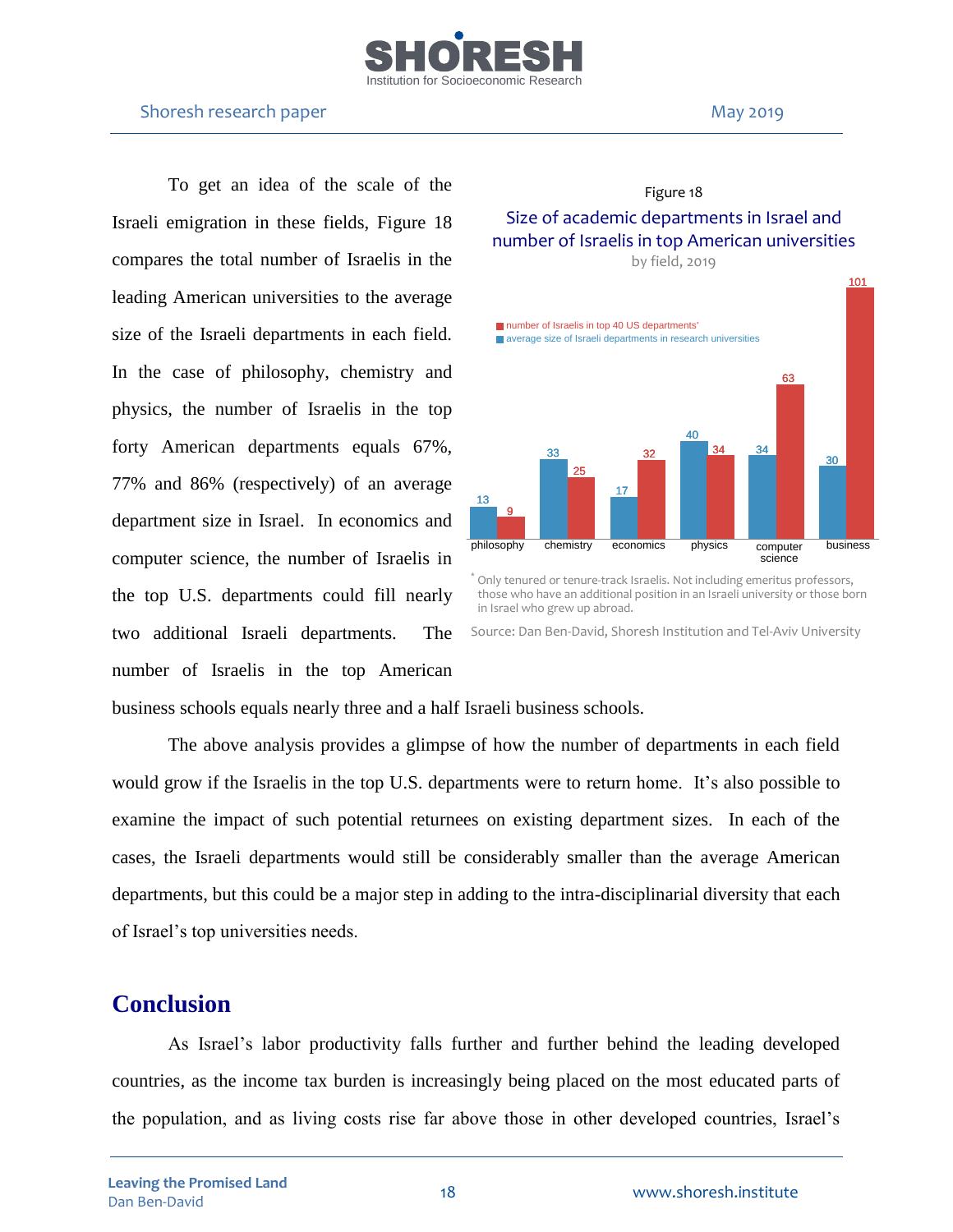To get an idea of the scale of the Israeli emigration in these fields, Figure 18 compares the total number of Israelis in the leading American universities to the average size of the Israeli departments in each field. In the case of philosophy, chemistry and physics, the number of Israelis in the top forty American departments equals 67%, 77% and 86% (respectively) of an average department size in Israel. In economics and computer science, the number of Israelis in the top U.S. departments could fill nearly two additional Israeli departments. The number of Israelis in the top American business schools equals nearly three and a half Israeli business schools.

Figure 18

Size of academic departments in Israel and number of Israelis in top American universities

by field, 2019

| | philosophy | chemistry | economics | physics | computer science | business |
|---|---|---|---|---|---|---|
| average size of Israeli departments in research universities | 13 | 33 | 17 | 40 | 34 | 30 |
| number of Israelis in top 40 US departments* | 9 | 25 | 32 | 34 | 63 | 101 |

\* Only tenured or tenure-track Israelis. Not including emeritus professors, those who have an additional position in an Israeli university or those born in Israel who grew up abroad.

Source: Dan Ben-David, Shoresh Institution and Tel-Aviv University

The above analysis provides a glimpse of how the number of departments in each field would grow if the Israelis in the top U.S. departments were to return home. It's also possible to examine the impact of such potential returnees on existing department sizes. In each of the cases, the Israeli departments would still be considerably smaller than the average American departments, but this could be a major step in adding to the intra-disciplinarial diversity that each of Israel's top universities needs.

## Conclusion

As Israel's labor productivity falls further and further behind the leading developed countries, as the income tax burden is increasingly being placed on the most educated parts of the population, and as living costs rise far above those in other developed countries, Israel's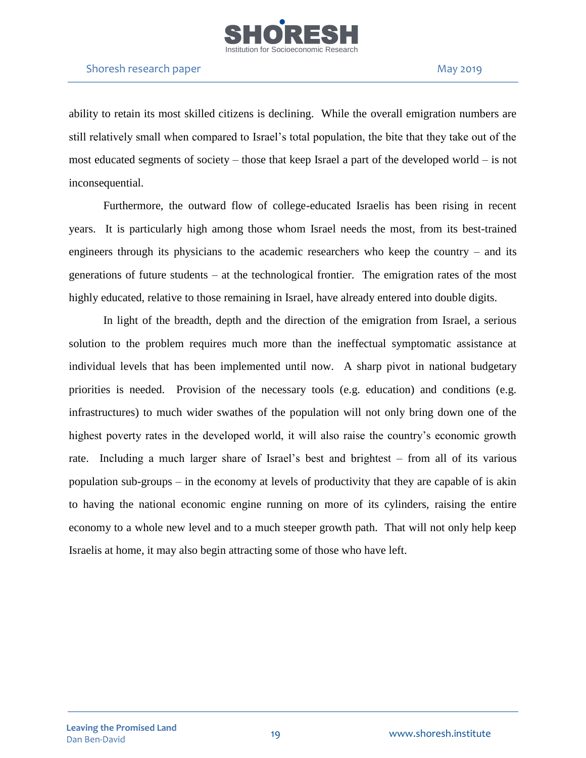ability to retain its most skilled citizens is declining. While the overall emigration numbers are still relatively small when compared to Israel's total population, the bite that they take out of the most educated segments of society – those that keep Israel a part of the developed world – is not inconsequential.

Furthermore, the outward flow of college-educated Israelis has been rising in recent years. It is particularly high among those whom Israel needs the most, from its best-trained engineers through its physicians to the academic researchers who keep the country – and its generations of future students – at the technological frontier. The emigration rates of the most highly educated, relative to those remaining in Israel, have already entered into double digits.

In light of the breadth, depth and the direction of the emigration from Israel, a serious solution to the problem requires much more than the ineffectual symptomatic assistance at individual levels that has been implemented until now. A sharp pivot in national budgetary priorities is needed. Provision of the necessary tools (e.g. education) and conditions (e.g. infrastructures) to much wider swathes of the population will not only bring down one of the highest poverty rates in the developed world, it will also raise the country's economic growth rate. Including a much larger share of Israel's best and brightest – from all of its various population sub-groups – in the economy at levels of productivity that they are capable of is akin to having the national economic engine running on more of its cylinders, raising the entire economy to a whole new level and to a much steeper growth path. That will not only help keep Israelis at home, it may also begin attracting some of those who have left.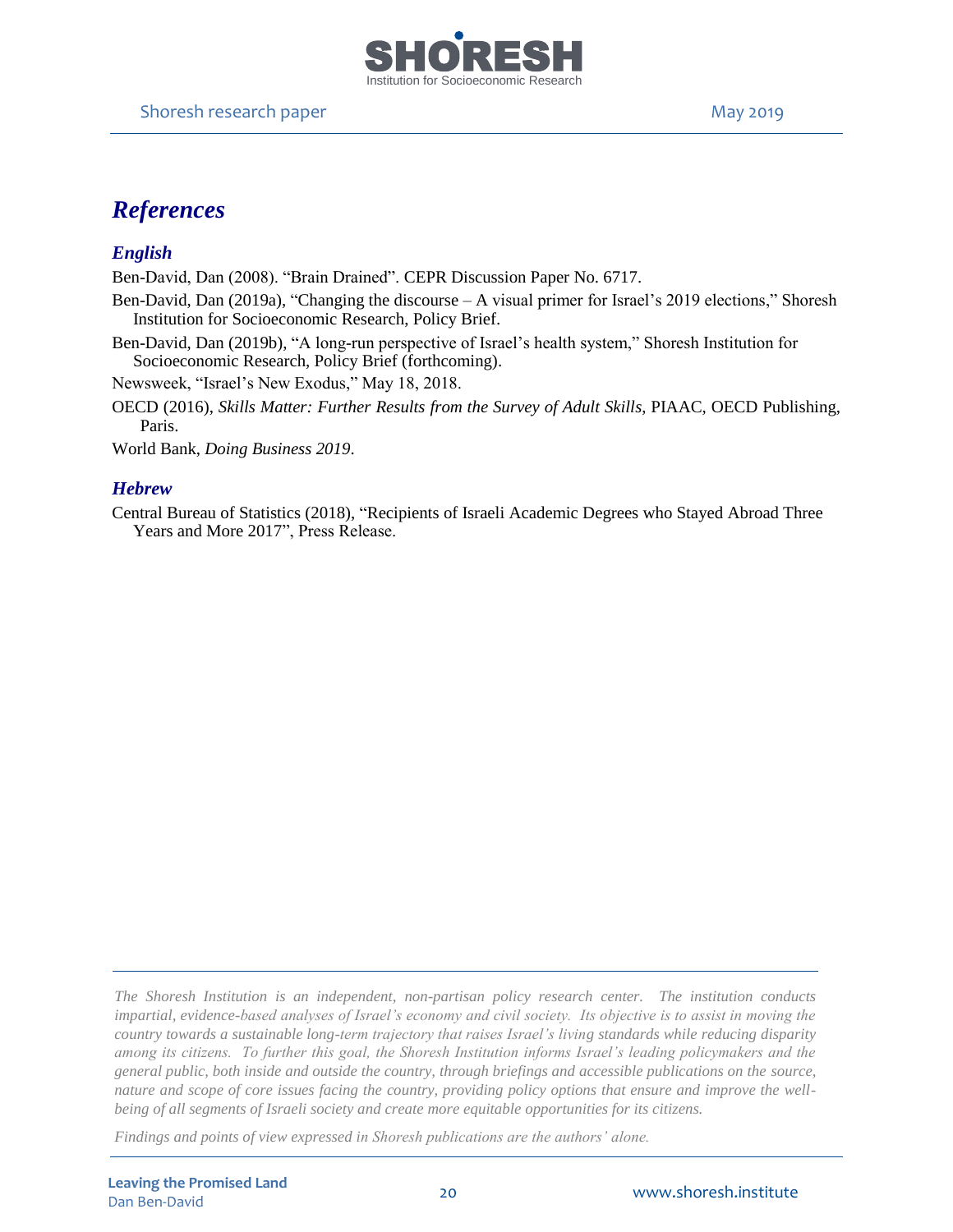# *References*

## *English*

Ben-David, Dan (2008). "Brain Drained". CEPR Discussion Paper No. 6717.

Ben-David, Dan (2019a), "Changing the discourse – A visual primer for Israel's 2019 elections," Shoresh Institution for Socioeconomic Research, Policy Brief.

Ben-David, Dan (2019b), "A long-run perspective of Israel's health system," Shoresh Institution for Socioeconomic Research, Policy Brief (forthcoming).

Newsweek, "Israel's New Exodus," May 18, 2018.

OECD (2016), *Skills Matter: Further Results from the Survey of Adult Skills*, PIAAC, OECD Publishing, Paris.

World Bank, *Doing Business 2019*.

## *Hebrew*

Central Bureau of Statistics (2018), "Recipients of Israeli Academic Degrees who Stayed Abroad Three Years and More 2017", Press Release.

---

*The Shoresh Institution is an independent, non-partisan policy research center. The institution conducts impartial, evidence-based analyses of Israel's economy and civil society. Its objective is to assist in moving the country towards a sustainable long-term trajectory that raises Israel's living standards while reducing disparity among its citizens. To further this goal, the Shoresh Institution informs Israel's leading policymakers and the general public, both inside and outside the country, through briefings and accessible publications on the source, nature and scope of core issues facing the country, providing policy options that ensure and improve the well-being of all segments of Israeli society and create more equitable opportunities for its citizens.*

*Findings and points of view expressed in Shoresh publications are the authors' alone.*